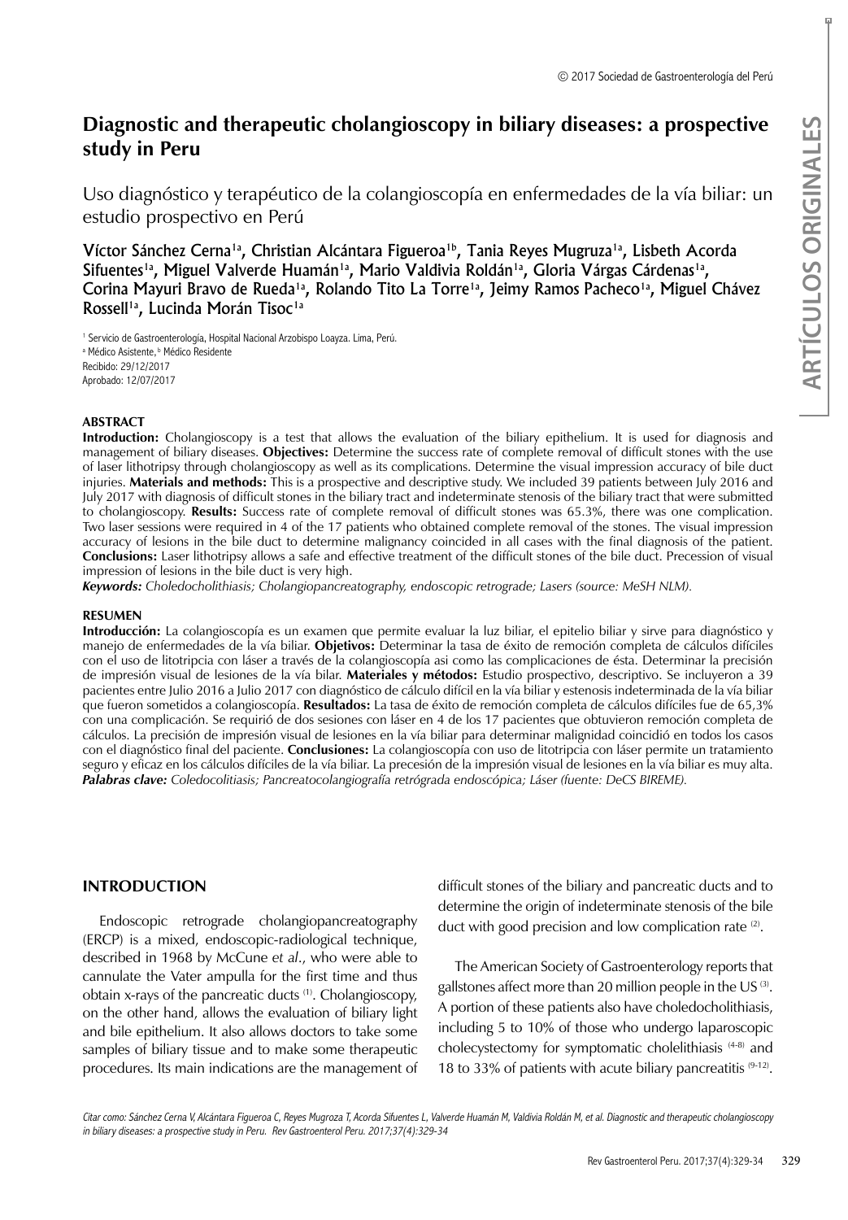# Diagnostic and therapeutic cholangioscopy in biliary diseases: a prospective study in Peru

Uso diagnóstico y terapéutico de la colangioscopía en enfermedades de la vía biliar: un estudio prospectivo en Perú

Víctor Sánchez Cerna[1a], Christian Alcántara Figueroa[1b], Tania Reyes Mugruza[1a], Lisbeth Acorda Sifuentes[1a], Miguel Valverde Huamán[1a], Mario Valdivia Roldán[1a], Gloria Várgas Cárdenas[1a], Corina Mayuri Bravo de Rueda[1a], Rolando Tito La Torre[1a], Jeimy Ramos Pacheco[1a], Miguel Chávez Rossell[1a], Lucinda Morán Tisoc[1a]

[1] Servicio de Gastroenterología, Hospital Nacional Arzobispo Loayza. Lima, Perú.
[a] Médico Asistente, [b] Médico Residente
Recibido: 29/12/2017
Aprobado: 12/07/2017

### ABSTRACT

**Introduction:** Cholangioscopy is a test that allows the evaluation of the biliary epithelium. It is used for diagnosis and management of biliary diseases. **Objectives:** Determine the success rate of complete removal of difficult stones with the use of laser lithotripsy through cholangioscopy as well as its complications. Determine the visual impression accuracy of bile duct injuries. **Materials and methods:** This is a prospective and descriptive study. We included 39 patients between July 2016 and July 2017 with diagnosis of difficult stones in the biliary tract and indeterminate stenosis of the biliary tract that were submitted to cholangioscopy. **Results:** Success rate of complete removal of difficult stones was 65.3%, there was one complication. Two laser sessions were required in 4 of the 17 patients who obtained complete removal of the stones. The visual impression accuracy of lesions in the bile duct to determine malignancy coincided in all cases with the final diagnosis of the patient. **Conclusions:** Laser lithotripsy allows a safe and effective treatment of the difficult stones of the bile duct. Precession of visual impression of lesions in the bile duct is very high.

***Keywords:*** *Choledocholithiasis; Cholangiopancreatography, endoscopic retrograde; Lasers (source: MeSH NLM).*

### RESUMEN

**Introducción:** La colangioscopía es un examen que permite evaluar la luz biliar, el epitelio biliar y sirve para diagnóstico y manejo de enfermedades de la vía biliar. **Objetivos:** Determinar la tasa de éxito de remoción completa de cálculos difíciles con el uso de litotripcia con láser a través de la colangioscopía asi como las complicaciones de ésta. Determinar la precisión de impresión visual de lesiones de la vía bilar. **Materiales y métodos:** Estudio prospectivo, descriptivo. Se incluyeron a 39 pacientes entre Julio 2016 a Julio 2017 con diagnóstico de cálculo difícil en la vía biliar y estenosis indeterminada de la vía biliar que fueron sometidos a colangioscopía. **Resultados:** La tasa de éxito de remoción completa de cálculos difíciles fue de 65,3% con una complicación. Se requirió de dos sesiones con láser en 4 de los 17 pacientes que obtuvieron remoción completa de cálculos. La precisión de impresión visual de lesiones en la vía biliar para determinar malignidad coincidió en todos los casos con el diagnóstico final del paciente. **Conclusiones:** La colangioscopía con uso de litotripcia con láser permite un tratamiento seguro y eficaz en los cálculos difíciles de la vía biliar. La precesión de la impresión visual de lesiones en la vía biliar es muy alta.

***Palabras clave:*** *Coledocolitiasis; Pancreatocolangiografía retrógrada endoscópica; Láser (fuente: DeCS BIREME).*

## INTRODUCTION

Endoscopic retrograde cholangiopancreatography (ERCP) is a mixed, endoscopic-radiological technique, described in 1968 by McCune *et al*., who were able to cannulate the Vater ampulla for the first time and thus obtain x-rays of the pancreatic ducts [1]. Cholangioscopy, on the other hand, allows the evaluation of biliary light and bile epithelium. It also allows doctors to take some samples of biliary tissue and to make some therapeutic procedures. Its main indications are the management of difficult stones of the biliary and pancreatic ducts and to determine the origin of indeterminate stenosis of the bile duct with good precision and low complication rate [2].

The American Society of Gastroenterology reports that gallstones affect more than 20 million people in the US [3]. A portion of these patients also have choledocholithiasis, including 5 to 10% of those who undergo laparoscopic cholecystectomy for symptomatic cholelithiasis [4-8] and 18 to 33% of patients with acute biliary pancreatitis [9-12].

*Citar como: Sánchez Cerna V, Alcántara Figueroa C, Reyes Mugroza T, Acorda Sifuentes L, Valverde Huamán M, Valdivia Roldán M, et al. Diagnostic and therapeutic cholangioscopy in biliary diseases: a prospective study in Peru. Rev Gastroenterol Peru. 2017;37(4):329-34*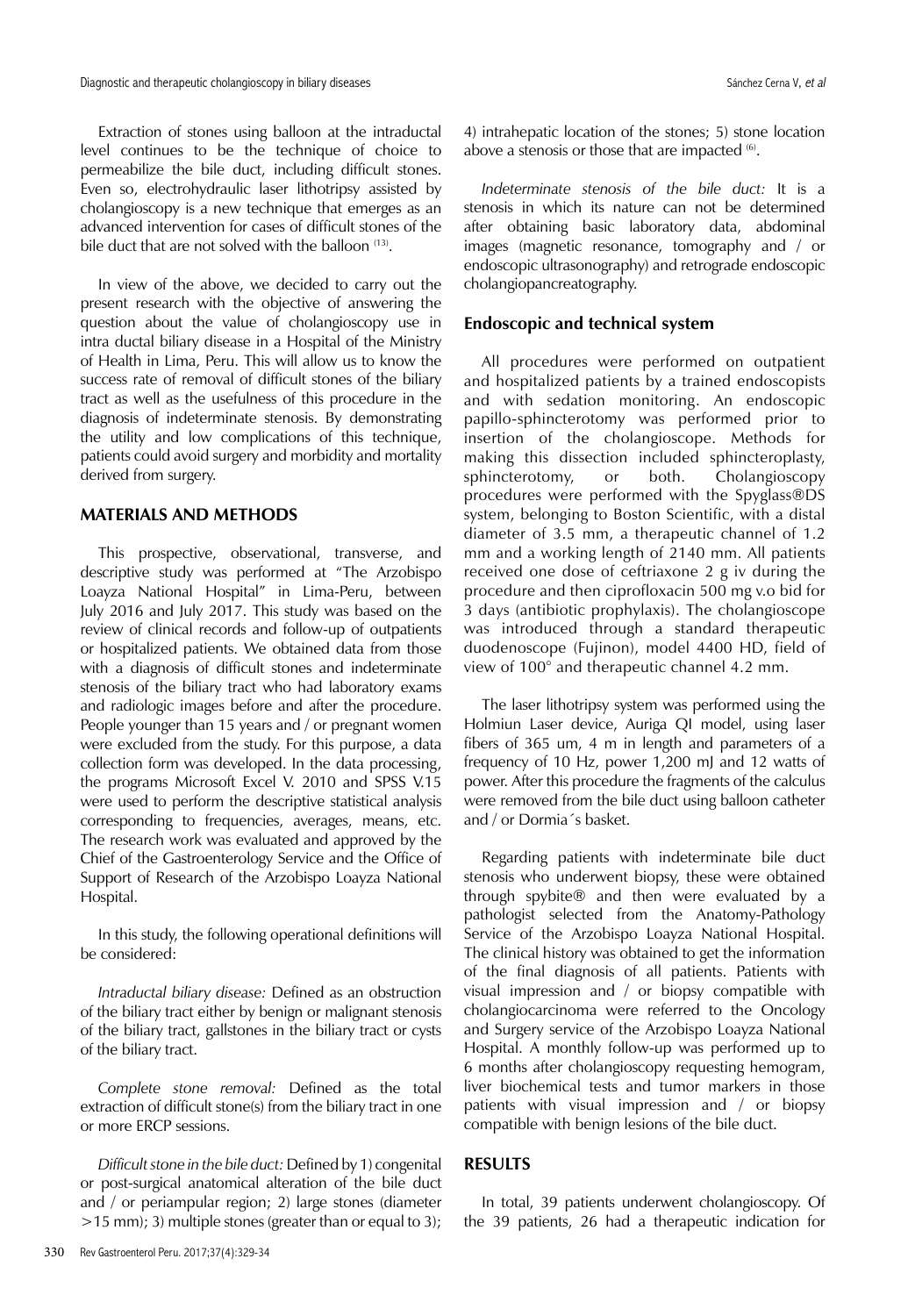Extraction of stones using balloon at the intraductal level continues to be the technique of choice to permeabilize the bile duct, including difficult stones. Even so, electrohydraulic laser lithotripsy assisted by cholangioscopy is a new technique that emerges as an advanced intervention for cases of difficult stones of the bile duct that are not solved with the balloon [13].

In view of the above, we decided to carry out the present research with the objective of answering the question about the value of cholangioscopy use in intra ductal biliary disease in a Hospital of the Ministry of Health in Lima, Peru. This will allow us to know the success rate of removal of difficult stones of the biliary tract as well as the usefulness of this procedure in the diagnosis of indeterminate stenosis. By demonstrating the utility and low complications of this technique, patients could avoid surgery and morbidity and mortality derived from surgery.

## MATERIALS AND METHODS

This prospective, observational, transverse, and descriptive study was performed at "The Arzobispo Loayza National Hospital" in Lima-Peru, between July 2016 and July 2017. This study was based on the review of clinical records and follow-up of outpatients or hospitalized patients. We obtained data from those with a diagnosis of difficult stones and indeterminate stenosis of the biliary tract who had laboratory exams and radiologic images before and after the procedure. People younger than 15 years and / or pregnant women were excluded from the study. For this purpose, a data collection form was developed. In the data processing, the programs Microsoft Excel V. 2010 and SPSS V.15 were used to perform the descriptive statistical analysis corresponding to frequencies, averages, means, etc. The research work was evaluated and approved by the Chief of the Gastroenterology Service and the Office of Support of Research of the Arzobispo Loayza National Hospital.

In this study, the following operational definitions will be considered:

*Intraductal biliary disease:* Defined as an obstruction of the biliary tract either by benign or malignant stenosis of the biliary tract, gallstones in the biliary tract or cysts of the biliary tract.

*Complete stone removal:* Defined as the total extraction of difficult stone(s) from the biliary tract in one or more ERCP sessions.

*Difficult stone in the bile duct:* Defined by 1) congenital or post-surgical anatomical alteration of the bile duct and / or periampular region; 2) large stones (diameter >15 mm); 3) multiple stones (greater than or equal to 3); 4) intrahepatic location of the stones; 5) stone location above a stenosis or those that are impacted [6].

*Indeterminate stenosis of the bile duct:* It is a stenosis in which its nature can not be determined after obtaining basic laboratory data, abdominal images (magnetic resonance, tomography and / or endoscopic ultrasonography) and retrograde endoscopic cholangiopancreatography.

### Endoscopic and technical system

All procedures were performed on outpatient and hospitalized patients by a trained endoscopists and with sedation monitoring. An endoscopic papillo-sphincterotomy was performed prior to insertion of the cholangioscope. Methods for making this dissection included sphincteroplasty, sphincterotomy, or both. Cholangioscopy procedures were performed with the Spyglass®DS system, belonging to Boston Scientific, with a distal diameter of 3.5 mm, a therapeutic channel of 1.2 mm and a working length of 2140 mm. All patients received one dose of ceftriaxone 2 g iv during the procedure and then ciprofloxacin 500 mg v.o bid for 3 days (antibiotic prophylaxis). The cholangioscope was introduced through a standard therapeutic duodenoscope (Fujinon), model 4400 HD, field of view of 100° and therapeutic channel 4.2 mm.

The laser lithotripsy system was performed using the Holmiun Laser device, Auriga QI model, using laser fibers of 365 um, 4 m in length and parameters of a frequency of 10 Hz, power 1,200 mJ and 12 watts of power. After this procedure the fragments of the calculus were removed from the bile duct using balloon catheter and / or Dormia´s basket.

Regarding patients with indeterminate bile duct stenosis who underwent biopsy, these were obtained through spybite® and then were evaluated by a pathologist selected from the Anatomy-Pathology Service of the Arzobispo Loayza National Hospital. The clinical history was obtained to get the information of the final diagnosis of all patients. Patients with visual impression and / or biopsy compatible with cholangiocarcinoma were referred to the Oncology and Surgery service of the Arzobispo Loayza National Hospital. A monthly follow-up was performed up to 6 months after cholangioscopy requesting hemogram, liver biochemical tests and tumor markers in those patients with visual impression and / or biopsy compatible with benign lesions of the bile duct.

## RESULTS

In total, 39 patients underwent cholangioscopy. Of the 39 patients, 26 had a therapeutic indication for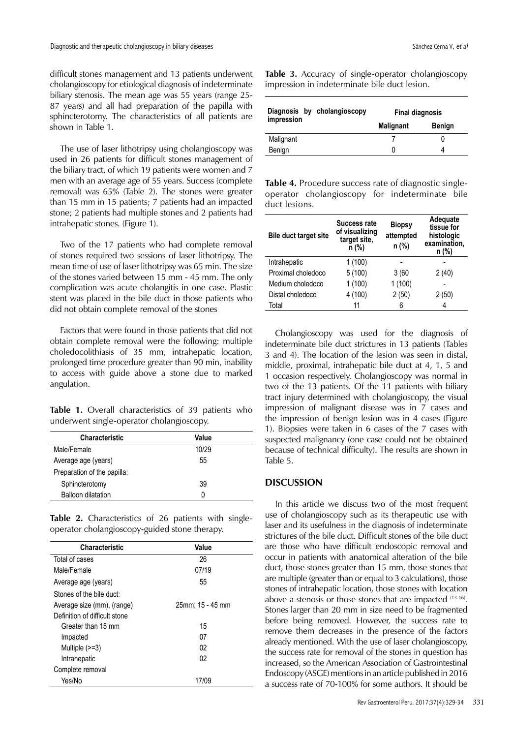difficult stones management and 13 patients underwent cholangioscopy for etiological diagnosis of indeterminate biliary stenosis. The mean age was 55 years (range 25-87 years) and all had preparation of the papilla with sphincterotomy. The characteristics of all patients are shown in Table 1.

The use of laser lithotripsy using cholangioscopy was used in 26 patients for difficult stones management of the biliary tract, of which 19 patients were women and 7 men with an average age of 55 years. Success (complete removal) was 65% (Table 2). The stones were greater than 15 mm in 15 patients; 7 patients had an impacted stone; 2 patients had multiple stones and 2 patients had intrahepatic stones. (Figure 1).

Two of the 17 patients who had complete removal of stones required two sessions of laser lithotripsy. The mean time of use of laser lithotripsy was 65 min. The size of the stones varied between 15 mm - 45 mm. The only complication was acute cholangitis in one case. Plastic stent was placed in the bile duct in those patients who did not obtain complete removal of the stones

Factors that were found in those patients that did not obtain complete removal were the following: multiple choledocolithiasis of 35 mm, intrahepatic location, prolonged time procedure greater than 90 min, inability to access with guide above a stone due to marked angulation.

**Table 1.** Overall characteristics of 39 patients who underwent single-operator cholangioscopy.

| Characteristic | Value |
|---|---|
| Male/Female | 10/29 |
| Average age (years) | 55 |
| Preparation of the papilla: | |
| Sphincterotomy | 39 |
| Balloon dilatation | 0 |

**Table 2.** Characteristics of 26 patients with single-operator cholangioscopy-guided stone therapy.

| Characteristic | Value |
|---|---|
| Total of cases | 26 |
| Male/Female | 07/19 |
| Average age (years) | 55 |
| Stones of the bile duct: | |
| Average size (mm), (range) | 25mm; 15 - 45 mm |
| Definition of difficult stone | |
| Greater than 15 mm | 15 |
| Impacted | 07 |
| Multiple (>=3) | 02 |
| Intrahepatic | 02 |
| Complete removal | |
| Yes/No | 17/09 |

**Table 3.** Accuracy of single-operator cholangioscopy impression in indeterminate bile duct lesion.

| Diagnosis by cholangioscopy impression | Final diagnosis | |
|---|---|---|
| | Malignant | Benign |
| Malignant | 7 | 0 |
| Benign | 0 | 4 |

**Table 4.** Procedure success rate of diagnostic single-operator cholangioscopy for indeterminate bile duct lesions.

| Bile duct target site | Success rate of visualizing target site, n (%) | Biopsy attempted n (%) | Adequate tissue for histologic examination, n (%) |
|---|---|---|---|
| Intrahepatic | 1 (100) | - | - |
| Proximal choledoco | 5 (100) | 3 (60 | 2 (40) |
| Medium choledoco | 1 (100) | 1 (100) | - |
| Distal choledoco | 4 (100) | 2 (50) | 2 (50) |
| Total | 11 | 6 | 4 |

Cholangioscopy was used for the diagnosis of indeterminate bile duct strictures in 13 patients (Tables 3 and 4). The location of the lesion was seen in distal, middle, proximal, intrahepatic bile duct at 4, 1, 5 and 1 occasion respectively. Cholangioscopy was normal in two of the 13 patients. Of the 11 patients with biliary tract injury determined with cholangioscopy, the visual impression of malignant disease was in 7 cases and the impression of benign lesion was in 4 cases (Figure 1). Biopsies were taken in 6 cases of the 7 cases with suspected malignancy (one case could not be obtained because of technical difficulty). The results are shown in Table 5.

## DISCUSSION

In this article we discuss two of the most frequent use of cholangioscopy such as its therapeutic use with laser and its usefulness in the diagnosis of indeterminate strictures of the bile duct. Difficult stones of the bile duct are those who have difficult endoscopic removal and occur in patients with anatomical alteration of the bile duct, those stones greater than 15 mm, those stones that are multiple (greater than or equal to 3 calculations), those stones of intrahepatic location, those stones with location above a stenosis or those stones that are impacted [13-16]. Stones larger than 20 mm in size need to be fragmented before being removed. However, the success rate to remove them decreases in the presence of the factors already mentioned. With the use of laser cholangioscopy, the success rate for removal of the stones in question has increased, so the American Association of Gastrointestinal Endoscopy (ASGE) mentions in an article published in 2016 a success rate of 70-100% for some authors. It should be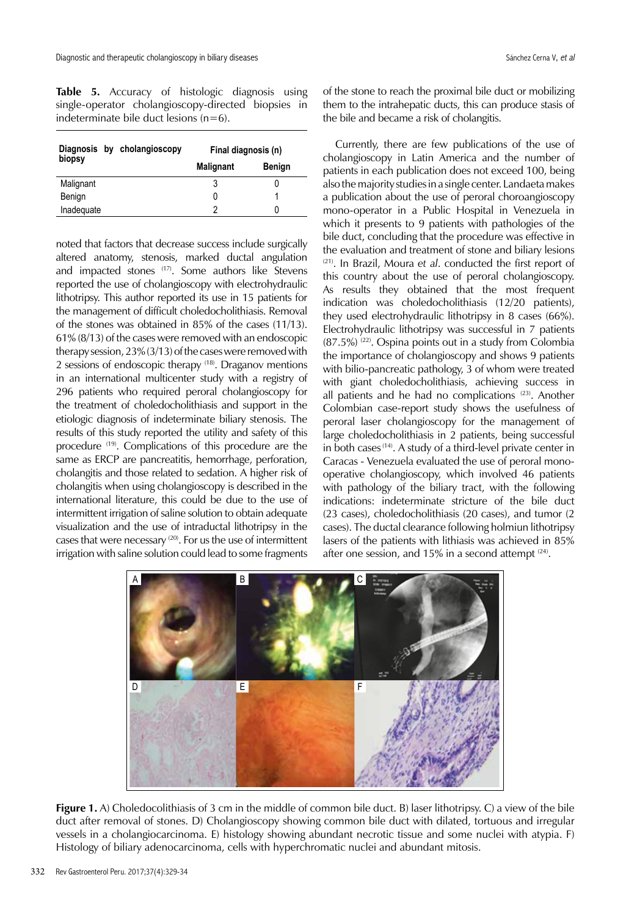**Table 5.** Accuracy of histologic diagnosis using single-operator cholangioscopy-directed biopsies in indeterminate bile duct lesions (n=6).

| Diagnosis by cholangioscopy biopsy | Final diagnosis (n) | |
|---|---|---|
| | Malignant | Benign |
| Malignant | 3 | 0 |
| Benign | 0 | 1 |
| Inadequate | 2 | 0 |

noted that factors that decrease success include surgically altered anatomy, stenosis, marked ductal angulation and impacted stones [17]. Some authors like Stevens reported the use of cholangioscopy with electrohydraulic lithotripsy. This author reported its use in 15 patients for the management of difficult choledocholithiasis. Removal of the stones was obtained in 85% of the cases (11/13). 61% (8/13) of the cases were removed with an endoscopic therapy session, 23% (3/13) of the cases were removed with 2 sessions of endoscopic therapy [18]. Draganov mentions in an international multicenter study with a registry of 296 patients who required peroral cholangioscopy for the treatment of choledocholithiasis and support in the etiologic diagnosis of indeterminate biliary stenosis. The results of this study reported the utility and safety of this procedure [19]. Complications of this procedure are the same as ERCP are pancreatitis, hemorrhage, perforation, cholangitis and those related to sedation. A higher risk of cholangitis when using cholangioscopy is described in the international literature, this could be due to the use of intermittent irrigation of saline solution to obtain adequate visualization and the use of intraductal lithotripsy in the cases that were necessary [20]. For us the use of intermittent irrigation with saline solution could lead to some fragments of the stone to reach the proximal bile duct or mobilizing them to the intrahepatic ducts, this can produce stasis of the bile and became a risk of cholangitis.

Currently, there are few publications of the use of cholangioscopy in Latin America and the number of patients in each publication does not exceed 100, being also the majority studies in a single center. Landaeta makes a publication about the use of peroral choroangioscopy mono-operator in a Public Hospital in Venezuela in which it presents to 9 patients with pathologies of the bile duct, concluding that the procedure was effective in the evaluation and treatment of stone and biliary lesions [21]. In Brazil, Moura *et al*. conducted the first report of this country about the use of peroral cholangioscopy. As results they obtained that the most frequent indication was choledocholithiasis (12/20 patients), they used electrohydraulic lithotripsy in 8 cases (66%). Electrohydraulic lithotripsy was successful in 7 patients (87.5%) [22]. Ospina points out in a study from Colombia the importance of cholangioscopy and shows 9 patients with bilio-pancreatic pathology, 3 of whom were treated with giant choledocholithiasis, achieving success in all patients and he had no complications [23]. Another Colombian case-report study shows the usefulness of peroral laser cholangioscopy for the management of large choledocholithiasis in 2 patients, being successful in both cases [14]. A study of a third-level private center in Caracas - Venezuela evaluated the use of peroral mono-operative cholangioscopy, which involved 46 patients with pathology of the biliary tract, with the following indications: indeterminate stricture of the bile duct (23 cases), choledocholithiasis (20 cases), and tumor (2 cases). The ductal clearance following holmium lithotripsy lasers of the patients with lithiasis was achieved in 85% after one session, and 15% in a second attempt [24].

**Figure 1.** A) Choledocolithiasis of 3 cm in the middle of common bile duct. B) laser lithotripsy. C) a view of the bile duct after removal of stones. D) Cholangioscopy showing common bile duct with dilated, tortuous and irregular vessels in a cholangiocarcinoma. E) histology showing abundant necrotic tissue and some nuclei with atypia. F) Histology of biliary adenocarcinoma, cells with hyperchromatic nuclei and abundant mitosis.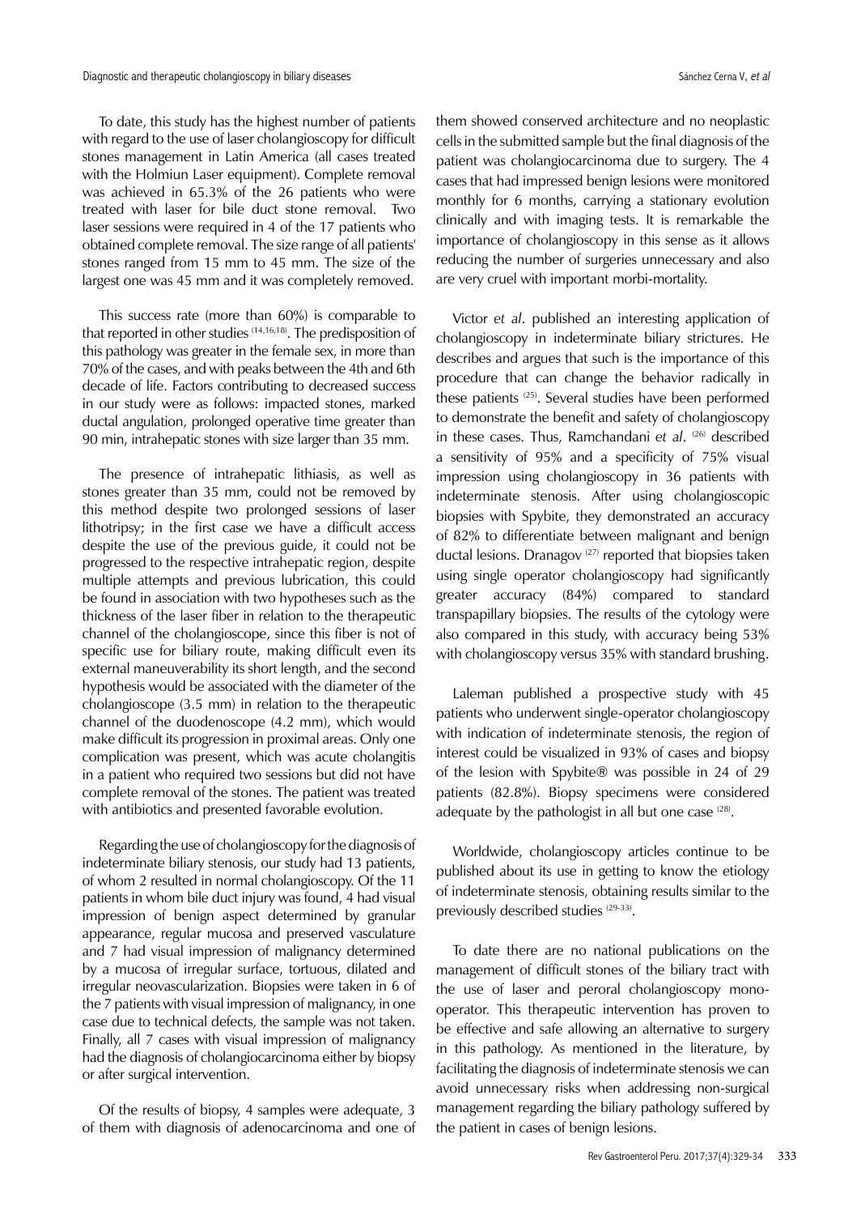To date, this study has the highest number of patients with regard to the use of laser cholangioscopy for difficult stones management in Latin America (all cases treated with the Holmiun Laser equipment). Complete removal was achieved in 65.3% of the 26 patients who were treated with laser for bile duct stone removal. Two laser sessions were required in 4 of the 17 patients who obtained complete removal. The size range of all patients' stones ranged from 15 mm to 45 mm. The size of the largest one was 45 mm and it was completely removed.

This success rate (more than 60%) is comparable to that reported in other studies [14,16,18]. The predisposition of this pathology was greater in the female sex, in more than 70% of the cases, and with peaks between the 4th and 6th decade of life. Factors contributing to decreased success in our study were as follows: impacted stones, marked ductal angulation, prolonged operative time greater than 90 min, intrahepatic stones with size larger than 35 mm.

The presence of intrahepatic lithiasis, as well as stones greater than 35 mm, could not be removed by this method despite two prolonged sessions of laser lithotripsy; in the first case we have a difficult access despite the use of the previous guide, it could not be progressed to the respective intrahepatic region, despite multiple attempts and previous lubrication, this could be found in association with two hypotheses such as the thickness of the laser fiber in relation to the therapeutic channel of the cholangioscope, since this fiber is not of specific use for biliary route, making difficult even its external maneuverability its short length, and the second hypothesis would be associated with the diameter of the cholangioscope (3.5 mm) in relation to the therapeutic channel of the duodenoscope (4.2 mm), which would make difficult its progression in proximal areas. Only one complication was present, which was acute cholangitis in a patient who required two sessions but did not have complete removal of the stones. The patient was treated with antibiotics and presented favorable evolution.

Regarding the use of cholangioscopy for the diagnosis of indeterminate biliary stenosis, our study had 13 patients, of whom 2 resulted in normal cholangioscopy. Of the 11 patients in whom bile duct injury was found, 4 had visual impression of benign aspect determined by granular appearance, regular mucosa and preserved vasculature and 7 had visual impression of malignancy determined by a mucosa of irregular surface, tortuous, dilated and irregular neovascularization. Biopsies were taken in 6 of the 7 patients with visual impression of malignancy, in one case due to technical defects, the sample was not taken. Finally, all 7 cases with visual impression of malignancy had the diagnosis of cholangiocarcinoma either by biopsy or after surgical intervention.

Of the results of biopsy, 4 samples were adequate, 3 of them with diagnosis of adenocarcinoma and one of them showed conserved architecture and no neoplastic cells in the submitted sample but the final diagnosis of the patient was cholangiocarcinoma due to surgery. The 4 cases that had impressed benign lesions were monitored monthly for 6 months, carrying a stationary evolution clinically and with imaging tests. It is remarkable the importance of cholangioscopy in this sense as it allows reducing the number of surgeries unnecessary and also are very cruel with important morbi-mortality.

Victor *et al*. published an interesting application of cholangioscopy in indeterminate biliary strictures. He describes and argues that such is the importance of this procedure that can change the behavior radically in these patients [25]. Several studies have been performed to demonstrate the benefit and safety of cholangioscopy in these cases. Thus, Ramchandani *et al*. [26] described a sensitivity of 95% and a specificity of 75% visual impression using cholangioscopy in 36 patients with indeterminate stenosis. After using cholangioscopic biopsies with Spybite, they demonstrated an accuracy of 82% to differentiate between malignant and benign ductal lesions. Dranagov [27] reported that biopsies taken using single operator cholangioscopy had significantly greater accuracy (84%) compared to standard transpapillary biopsies. The results of the cytology were also compared in this study, with accuracy being 53% with cholangioscopy versus 35% with standard brushing.

Laleman published a prospective study with 45 patients who underwent single-operator cholangioscopy with indication of indeterminate stenosis, the region of interest could be visualized in 93% of cases and biopsy of the lesion with Spybite® was possible in 24 of 29 patients (82.8%). Biopsy specimens were considered adequate by the pathologist in all but one case [28].

Worldwide, cholangioscopy articles continue to be published about its use in getting to know the etiology of indeterminate stenosis, obtaining results similar to the previously described studies [29-33].

To date there are no national publications on the management of difficult stones of the biliary tract with the use of laser and peroral cholangioscopy mono-operator. This therapeutic intervention has proven to be effective and safe allowing an alternative to surgery in this pathology. As mentioned in the literature, by facilitating the diagnosis of indeterminate stenosis we can avoid unnecessary risks when addressing non-surgical management regarding the biliary pathology suffered by the patient in cases of benign lesions.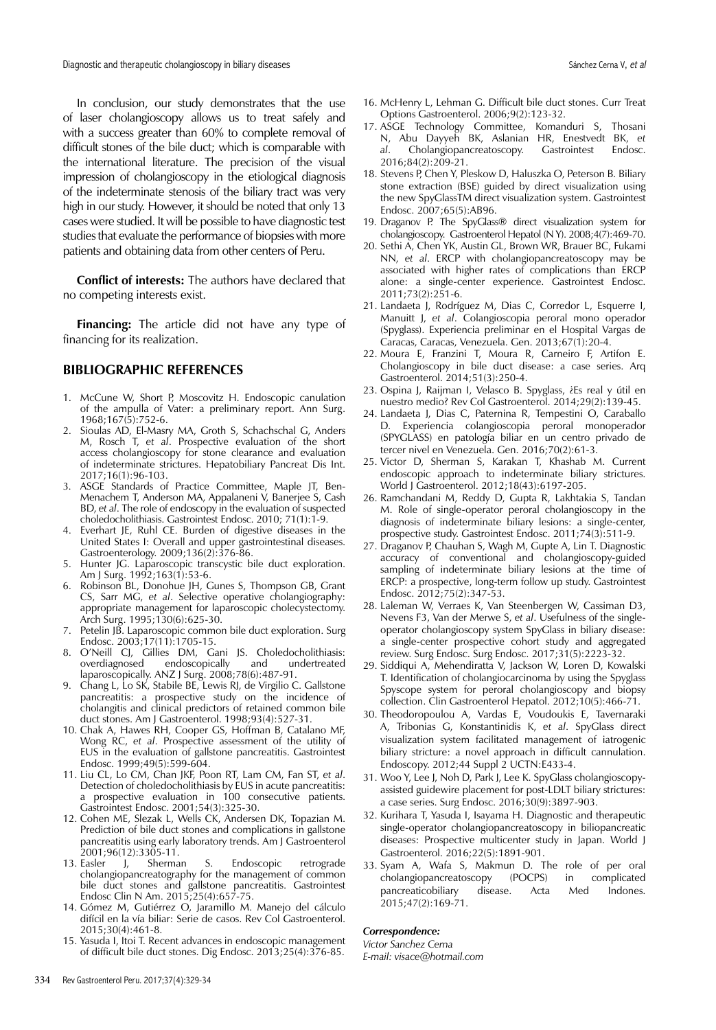In conclusion, our study demonstrates that the use of laser cholangioscopy allows us to treat safely and with a success greater than 60% to complete removal of difficult stones of the bile duct; which is comparable with the international literature. The precision of the visual impression of cholangioscopy in the etiological diagnosis of the indeterminate stenosis of the biliary tract was very high in our study. However, it should be noted that only 13 cases were studied. It will be possible to have diagnostic test studies that evaluate the performance of biopsies with more patients and obtaining data from other centers of Peru.

**Conflict of interests:** The authors have declared that no competing interests exist.

**Financing:** The article did not have any type of financing for its realization.

## BIBLIOGRAPHIC REFERENCES

1. McCune W, Short P, Moscovitz H. Endoscopic canulation of the ampulla of Vater: a preliminary report. Ann Surg. 1968;167(5):752-6.
2. Sioulas AD, El-Masry MA, Groth S, Schachschal G, Anders M, Rosch T, *et al*. Prospective evaluation of the short access cholangioscopy for stone clearance and evaluation of indeterminate strictures. Hepatobiliary Pancreat Dis Int. 2017;16(1):96-103.
3. ASGE Standards of Practice Committee, Maple JT, Ben-Menachem T, Anderson MA, Appalaneni V, Banerjee S, Cash BD, *et al*. The role of endoscopy in the evaluation of suspected choledocholithiasis. Gastrointest Endosc. 2010; 71(1):1-9.
4. Everhart JE, Ruhl CE. Burden of digestive diseases in the United States I: Overall and upper gastrointestinal diseases. Gastroenterology. 2009;136(2):376-86.
5. Hunter JG. Laparoscopic transcystic bile duct exploration. Am J Surg. 1992;163(1):53-6.
6. Robinson BL, Donohue JH, Gunes S, Thompson GB, Grant CS, Sarr MG, *et al*. Selective operative cholangiography: appropriate management for laparoscopic cholecystectomy. Arch Surg. 1995;130(6):625-30.
7. Petelin JB. Laparoscopic common bile duct exploration. Surg Endosc. 2003;17(11):1705-15.
8. O'Neill CJ, Gillies DM, Gani JS. Choledocholithiasis: overdiagnosed endoscopically and undertreated laparoscopically. ANZ J Surg. 2008;78(6):487-91.
9. Chang L, Lo SK, Stabile BE, Lewis RJ, de Virgilio C. Gallstone pancreatitis: a prospective study on the incidence of cholangitis and clinical predictors of retained common bile duct stones. Am J Gastroenterol. 1998;93(4):527-31.
10. Chak A, Hawes RH, Cooper GS, Hoffman B, Catalano MF, Wong RC, *et al*. Prospective assessment of the utility of EUS in the evaluation of gallstone pancreatitis. Gastrointest Endosc. 1999;49(5):599-604.
11. Liu CL, Lo CM, Chan JKF, Poon RT, Lam CM, Fan ST, *et al*. Detection of choledocholithiasis by EUS in acute pancreatitis: a prospective evaluation in 100 consecutive patients. Gastrointest Endosc. 2001;54(3):325-30.
12. Cohen ME, Slezak L, Wells CK, Andersen DK, Topazian M. Prediction of bile duct stones and complications in gallstone pancreatitis using early laboratory trends. Am J Gastroenterol 2001;96(12):3305-11.
13. Easler J, Sherman S. Endoscopic retrograde cholangiopancreatography for the management of common bile duct stones and gallstone pancreatitis. Gastrointest Endosc Clin N Am. 2015;25(4):657-75.
14. Gómez M, Gutiérrez O, Jaramillo M. Manejo del cálculo difícil en la vía biliar: Serie de casos. Rev Col Gastroenterol. 2015;30(4):461-8.
15. Yasuda I, Itoi T. Recent advances in endoscopic management of difficult bile duct stones. Dig Endosc. 2013;25(4):376-85.
16. McHenry L, Lehman G. Difficult bile duct stones. Curr Treat Options Gastroenterol. 2006;9(2):123-32.
17. ASGE Technology Committee, Komanduri S, Thosani N, Abu Dayyeh BK, Aslanian HR, Enestvedt BK, *et al*. Cholangiopancreatoscopy. Gastrointest Endosc. 2016;84(2):209-21.
18. Stevens P, Chen Y, Pleskow D, Haluszka O, Peterson B. Biliary stone extraction (BSE) guided by direct visualization using the new SpyGlassTM direct visualization system. Gastrointest Endosc. 2007;65(5):AB96.
19. Draganov P. The SpyGlass® direct visualization system for cholangioscopy. Gastroenterol Hepatol (N Y). 2008;4(7):469-70.
20. Sethi A, Chen YK, Austin GL, Brown WR, Brauer BC, Fukami NN, *et al*. ERCP with cholangiopancreatoscopy may be associated with higher rates of complications than ERCP alone: a single-center experience. Gastrointest Endosc. 2011;73(2):251-6.
21. Landaeta J, Rodríguez M, Dias C, Corredor L, Esquerre I, Manuitt J, *et al*. Colangioscopia peroral mono operador (Spyglass). Experiencia preliminar en el Hospital Vargas de Caracas, Caracas, Venezuela. Gen. 2013;67(1):20-4.
22. Moura E, Franzini T, Moura R, Carneiro F, Artifon E. Cholangioscopy in bile duct disease: a case series. Arq Gastroenterol. 2014;51(3):250-4.
23. Ospina J, Raijman I, Velasco B. Spyglass, ¿Es real y útil en nuestro medio? Rev Col Gastroenterol. 2014;29(2):139-45.
24. Landaeta J, Dias C, Paternina R, Tempestini O, Caraballo D. Experiencia colangioscopia peroral monoperador (SPYGLASS) en patología biliar en un centro privado de tercer nivel en Venezuela. Gen. 2016;70(2):61-3.
25. Victor D, Sherman S, Karakan T, Khashab M. Current endoscopic approach to indeterminate biliary strictures. World J Gastroenterol. 2012;18(43):6197-205.
26. Ramchandani M, Reddy D, Gupta R, Lakhtakia S, Tandan M. Role of single-operator peroral cholangioscopy in the diagnosis of indeterminate biliary lesions: a single-center, prospective study. Gastrointest Endosc. 2011;74(3):511-9.
27. Draganov P, Chauhan S, Wagh M, Gupte A, Lin T. Diagnostic accuracy of conventional and cholangioscopy-guided sampling of indeterminate biliary lesions at the time of ERCP: a prospective, long-term follow up study. Gastrointest Endosc. 2012;75(2):347-53.
28. Laleman W, Verraes K, Van Steenbergen W, Cassiman D3, Nevens F3, Van der Merwe S, *et al*. Usefulness of the single-operator cholangioscopy system SpyGlass in biliary disease: a single-center prospective cohort study and aggregated review. Surg Endosc. Surg Endosc. 2017;31(5):2223-32.
29. Siddiqui A, Mehendiratta V, Jackson W, Loren D, Kowalski T. Identification of cholangiocarcinoma by using the Spyglass Spyscope system for peroral cholangioscopy and biopsy collection. Clin Gastroenterol Hepatol. 2012;10(5):466-71.
30. Theodoropoulou A, Vardas E, Voudoukis E, Tavernaraki A, Tribonias G, Konstantinidis K, *et al*. SpyGlass direct visualization system facilitated management of iatrogenic biliary stricture: a novel approach in difficult cannulation. Endoscopy. 2012;44 Suppl 2 UCTN:E433-4.
31. Woo Y, Lee J, Noh D, Park J, Lee K. SpyGlass cholangioscopy-assisted guidewire placement for post-LDLT biliary strictures: a case series. Surg Endosc. 2016;30(9):3897-903.
32. Kurihara T, Yasuda I, Isayama H. Diagnostic and therapeutic single-operator cholangiopancreatoscopy in biliopancreatic diseases: Prospective multicenter study in Japan. World J Gastroenterol. 2016;22(5):1891-901.
33. Syam A, Wafa S, Makmun D. The role of per oral cholangiopancreatoscopy (POCPS) in complicated pancreaticobiliary disease. Acta Med Indones. 2015;47(2):169-71.

***Correspondence:***
*Victor Sanchez Cerna*
*E-mail: visace@hotmail.com*